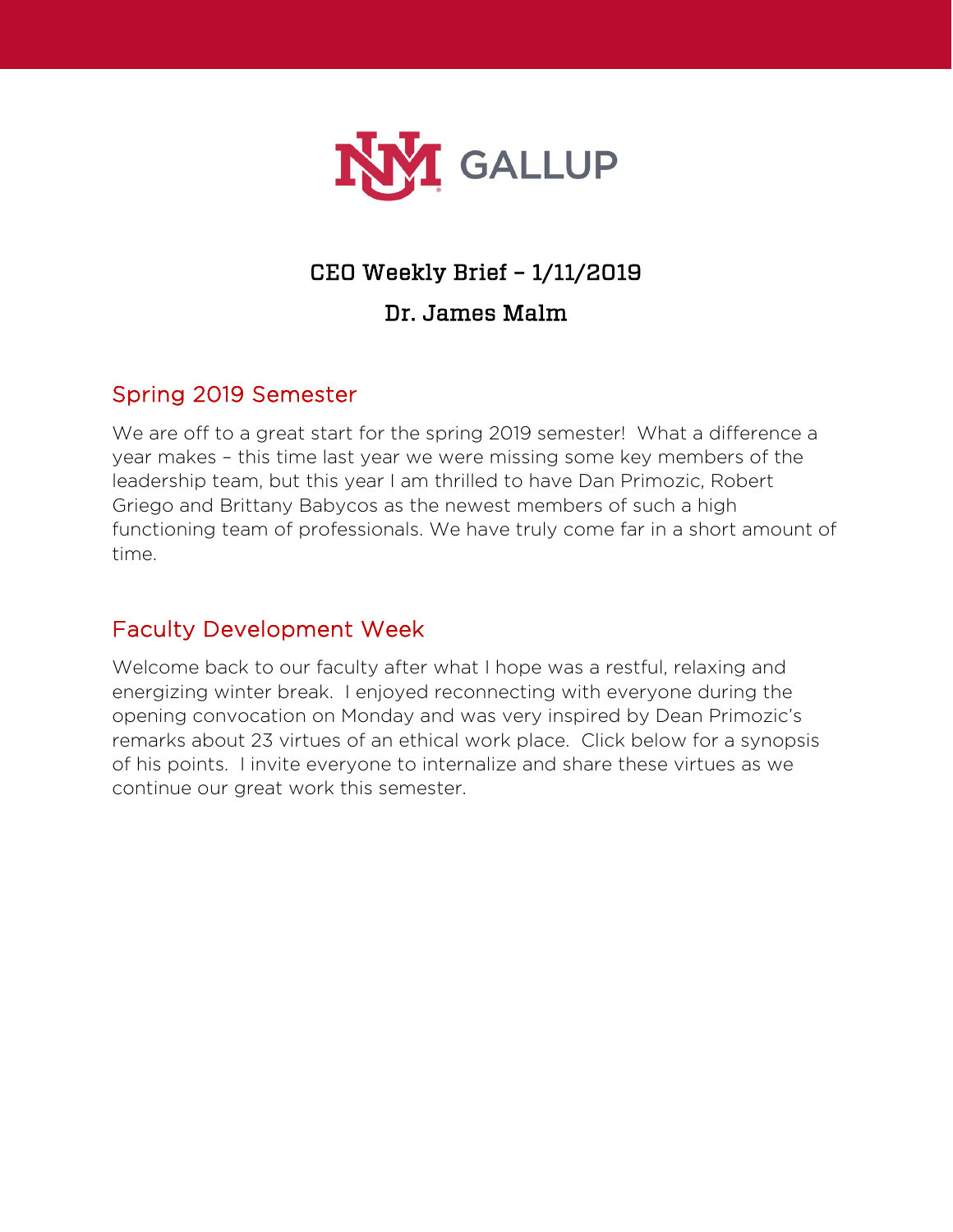UNM GALLUP

# CEO Weekly Brief – 1/11/2019

## Dr. James Malm

### Spring 2019 Semester

We are off to a great start for the spring 2019 semester!  What a difference a year makes – this time last year we were missing some key members of the leadership team, but this year I am thrilled to have Dan Primozic, Robert Griego and Brittany Babycos as the newest members of such a high functioning team of professionals. We have truly come far in a short amount of time.

### Faculty Development Week

Welcome back to our faculty after what I hope was a restful, relaxing and energizing winter break.  I enjoyed reconnecting with everyone during the opening convocation on Monday and was very inspired by Dean Primozic's remarks about 23 virtues of an ethical work place.  Click below for a synopsis of his points.  I invite everyone to internalize and share these virtues as we continue our great work this semester.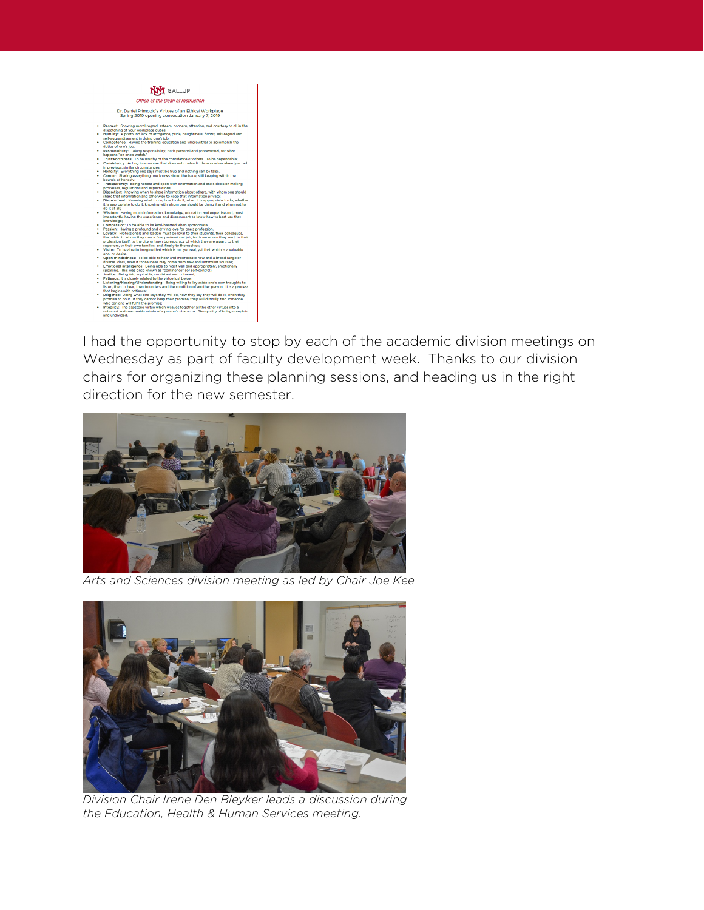**UNM GALLUP**

*Office of the Dean of Instruction*

Dr. Daniel Primozic's Virtues of an Ethical Workplace
Spring 2019 opening convocation January 7, 2019

- **Respect:** Showing moral regard, esteem, concern, attention, and courtesy to all in the dispatching of your workplace duties;
- **Humility:** A profound lack of arrogance, pride, haughtiness, *hubris*, self-regard and self-aggrandizement in doing one's job;
- **Competence:** Having the training, education and wherewithal to accomplish the duties of one's job;
- **Responsibility:** Taking responsibility, both personal and professional, for what happens "on one's watch."
- **Trustworthiness:** To be worthy of the confidence of others. To be dependable;
- **Consistency:** Acting in a manner that does not contradict how one has already acted in previous, similar circumstances.
- **Honesty:** Everything one says must be true and nothing can be false.
- **Candor:** Sharing everything one knows about the issue, still keeping within the bounds of honesty.
- **Transparency:** Being honest and open with information and one's decision making processes, regulations and expectations;
- **Discretion:** Knowing when to share information about others, with whom one should share that information and otherwise to keep that information private;
- **Discernment:** Knowing what to do, how to do it, when it is appropriate to do, whether it is appropriate to do it, knowing with whom one should be doing it and when not to do it at all;
- **Wisdom:** Having much information, knowledge, education and expertise and, most importantly, having the experience and discernment to know how to best use that knowledge;
- **Compassion:** To be able to be kind-hearted when appropriate.
- **Passion:** Having a profound and driving love for one's profession.
- **Loyalty:** Professionals and leaders must be loyal to their students, their colleagues, the public to whom they owe a fine, professional job, to those whom they lead, to their profession itself, to the city or town bureaucracy of which they are a part, to their superiors, to their own families, and, finally to themselves;
- **Vision:** To be able to imagine that which is not yet real, yet that which is a valuable goal or desire.
- **Open-mindedness:** To be able to hear and incorporate new and a broad range of diverse ideas, even if those ideas may come from new and unfamiliar sources;
- **Emotional intelligence:** Being able to react well and appropriately, emotionally speaking. This was once known as "continence" (or self-control);
- **Justice:** Being fair, equitable, consistent and coherent;
- **Patience:** It is closely related to the virtue just below;
- **Listening/Hearing/Understanding:** Being willing to lay aside one's own thoughts to listen, then to hear, then to understand the condition of another person. It is a process that begins with patience;
- **Diligence:** Doing what one says they will do, how they say they will do it, when they promise to do it. If they cannot keep their promise, they will dutifully find someone who can and will fulfill the promise;
- **Integrity:** The capstone virtue which weaves together all the other virtues into a coherent and reasonable whole of a person's character. The quality of being complete and undivided.

I had the opportunity to stop by each of the academic division meetings on Wednesday as part of faculty development week. Thanks to our division chairs for organizing these planning sessions, and heading us in the right direction for the new semester.

*Arts and Sciences division meeting as led by Chair Joe Kee*

*Division Chair Irene Den Bleyker leads a discussion during the Education, Health & Human Services meeting.*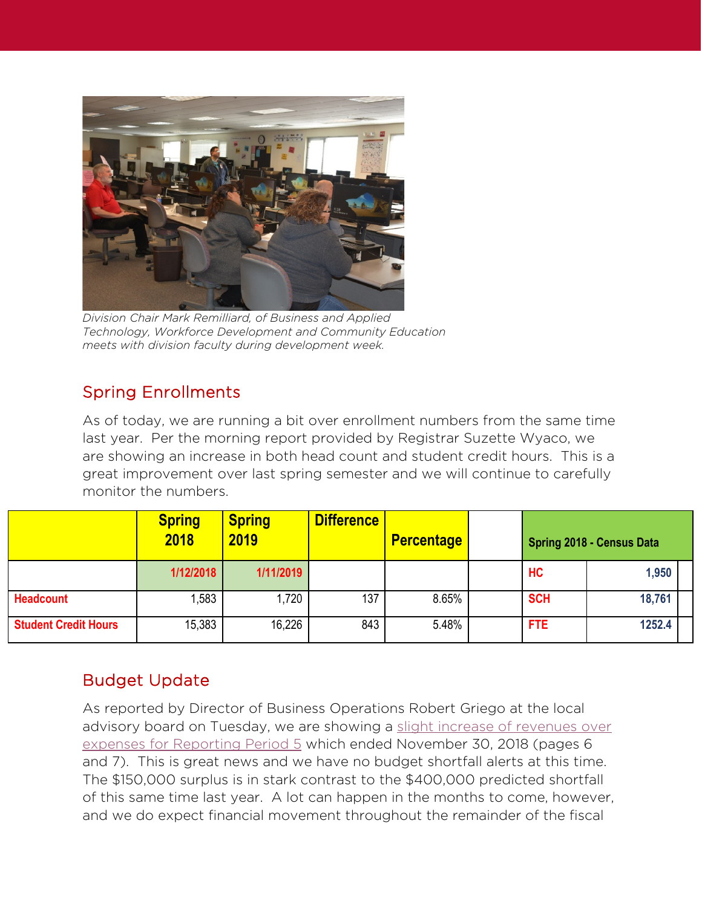*Division Chair Mark Remilliard, of Business and Applied Technology, Workforce Development and Community Education meets with division faculty during development week.*

## Spring Enrollments

As of today, we are running a bit over enrollment numbers from the same time last year. Per the morning report provided by Registrar Suzette Wyaco, we are showing an increase in both head count and student credit hours. This is a great improvement over last spring semester and we will continue to carefully monitor the numbers.

| | Spring 2018 | Spring 2019 | Difference | Percentage | | Spring 2018 - Census Data | |
|---|---|---|---|---|---|---|---|
| | 1/12/2018 | 1/11/2019 | | | | HC | 1,950 |
| Headcount | 1,583 | 1,720 | 137 | 8.65% | | SCH | 18,761 |
| Student Credit Hours | 15,383 | 16,226 | 843 | 5.48% | | FTE | 1252.4 |

## Budget Update

As reported by Director of Business Operations Robert Griego at the local advisory board on Tuesday, we are showing a slight increase of revenues over expenses for Reporting Period 5 which ended November 30, 2018 (pages 6 and 7). This is great news and we have no budget shortfall alerts at this time. The $150,000 surplus is in stark contrast to the $400,000 predicted shortfall of this same time last year. A lot can happen in the months to come, however, and we do expect financial movement throughout the remainder of the fiscal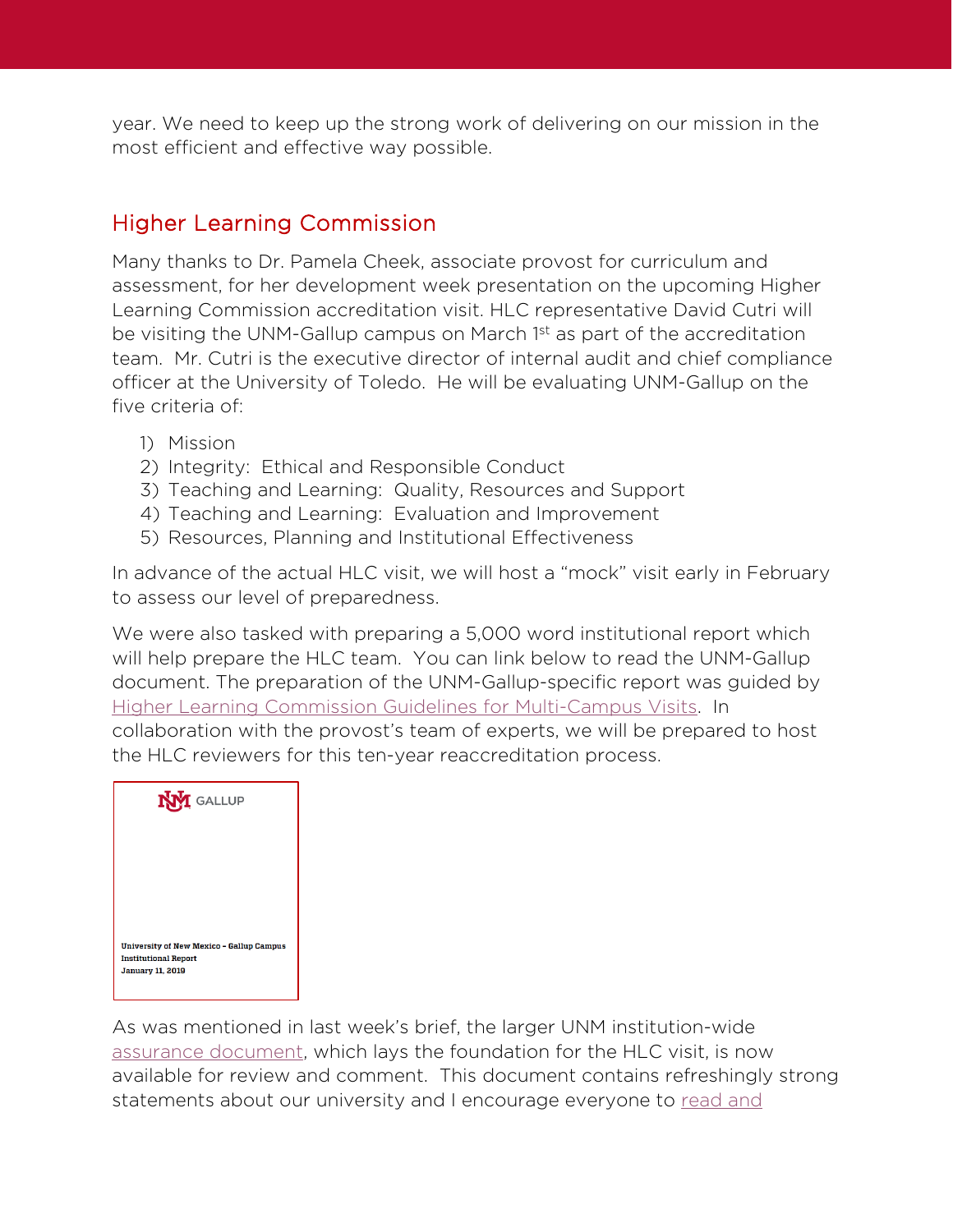year. We need to keep up the strong work of delivering on our mission in the most efficient and effective way possible.

## Higher Learning Commission

Many thanks to Dr. Pamela Cheek, associate provost for curriculum and assessment, for her development week presentation on the upcoming Higher Learning Commission accreditation visit. HLC representative David Cutri will be visiting the UNM-Gallup campus on March 1st as part of the accreditation team. Mr. Cutri is the executive director of internal audit and chief compliance officer at the University of Toledo. He will be evaluating UNM-Gallup on the five criteria of:

1) Mission
2) Integrity: Ethical and Responsible Conduct
3) Teaching and Learning: Quality, Resources and Support
4) Teaching and Learning: Evaluation and Improvement
5) Resources, Planning and Institutional Effectiveness

In advance of the actual HLC visit, we will host a "mock" visit early in February to assess our level of preparedness.

We were also tasked with preparing a 5,000 word institutional report which will help prepare the HLC team. You can link below to read the UNM-Gallup document. The preparation of the UNM-Gallup-specific report was guided by Higher Learning Commission Guidelines for Multi-Campus Visits. In collaboration with the provost's team of experts, we will be prepared to host the HLC reviewers for this ten-year reaccreditation process.

UNM GALLUP

**University of New Mexico – Gallup Campus**
**Institutional Report**
**January 11, 2019**

As was mentioned in last week's brief, the larger UNM institution-wide assurance document, which lays the foundation for the HLC visit, is now available for review and comment. This document contains refreshingly strong statements about our university and I encourage everyone to read and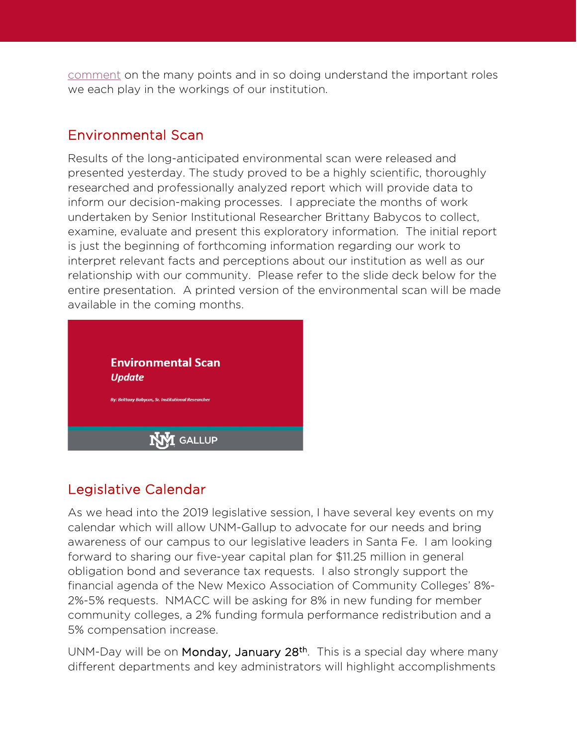[comment](#) on the many points and in so doing understand the important roles we each play in the workings of our institution.

## Environmental Scan

Results of the long-anticipated environmental scan were released and presented yesterday. The study proved to be a highly scientific, thoroughly researched and professionally analyzed report which will provide data to inform our decision-making processes. I appreciate the months of work undertaken by Senior Institutional Researcher Brittany Babycos to collect, examine, evaluate and present this exploratory information. The initial report is just the beginning of forthcoming information regarding our work to interpret relevant facts and perceptions about our institution as well as our relationship with our community. Please refer to the slide deck below for the entire presentation. A printed version of the environmental scan will be made available in the coming months.

**Environmental Scan**
***Update***

***By: Brittany Babycos, Sr. Institutional Researcher***

UNM GALLUP

## Legislative Calendar

As we head into the 2019 legislative session, I have several key events on my calendar which will allow UNM-Gallup to advocate for our needs and bring awareness of our campus to our legislative leaders in Santa Fe. I am looking forward to sharing our five-year capital plan for $11.25 million in general obligation bond and severance tax requests. I also strongly support the financial agenda of the New Mexico Association of Community Colleges' 8%-2%-5% requests. NMACC will be asking for 8% in new funding for member community colleges, a 2% funding formula performance redistribution and a 5% compensation increase.

UNM-Day will be on Monday, January 28th. This is a special day where many different departments and key administrators will highlight accomplishments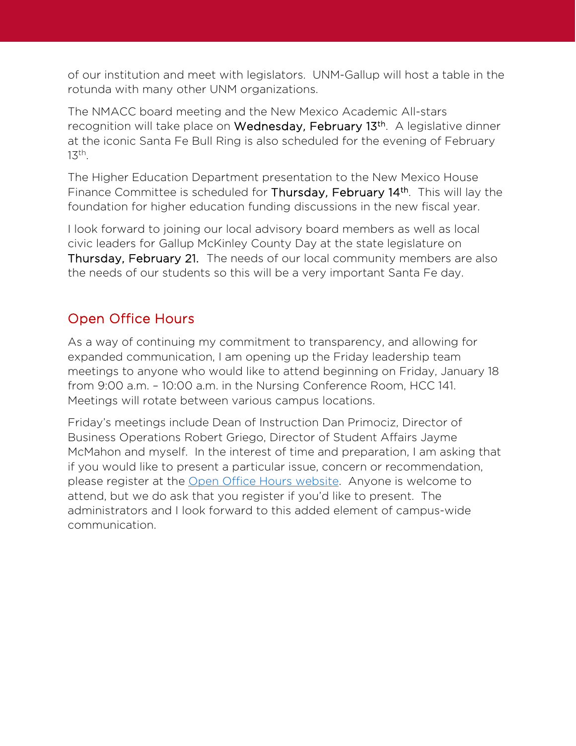of our institution and meet with legislators. UNM-Gallup will host a table in the rotunda with many other UNM organizations.

The NMACC board meeting and the New Mexico Academic All-stars recognition will take place on Wednesday, February 13th. A legislative dinner at the iconic Santa Fe Bull Ring is also scheduled for the evening of February 13th.

The Higher Education Department presentation to the New Mexico House Finance Committee is scheduled for Thursday, February 14th. This will lay the foundation for higher education funding discussions in the new fiscal year.

I look forward to joining our local advisory board members as well as local civic leaders for Gallup McKinley County Day at the state legislature on Thursday, February 21. The needs of our local community members are also the needs of our students so this will be a very important Santa Fe day.

## Open Office Hours

As a way of continuing my commitment to transparency, and allowing for expanded communication, I am opening up the Friday leadership team meetings to anyone who would like to attend beginning on Friday, January 18 from 9:00 a.m. – 10:00 a.m. in the Nursing Conference Room, HCC 141. Meetings will rotate between various campus locations.

Friday's meetings include Dean of Instruction Dan PrimocIz, Director of Business Operations Robert Griego, Director of Student Affairs Jayme McMahon and myself. In the interest of time and preparation, I am asking that if you would like to present a particular issue, concern or recommendation, please register at the Open Office Hours website. Anyone is welcome to attend, but we do ask that you register if you'd like to present. The administrators and I look forward to this added element of campus-wide communication.